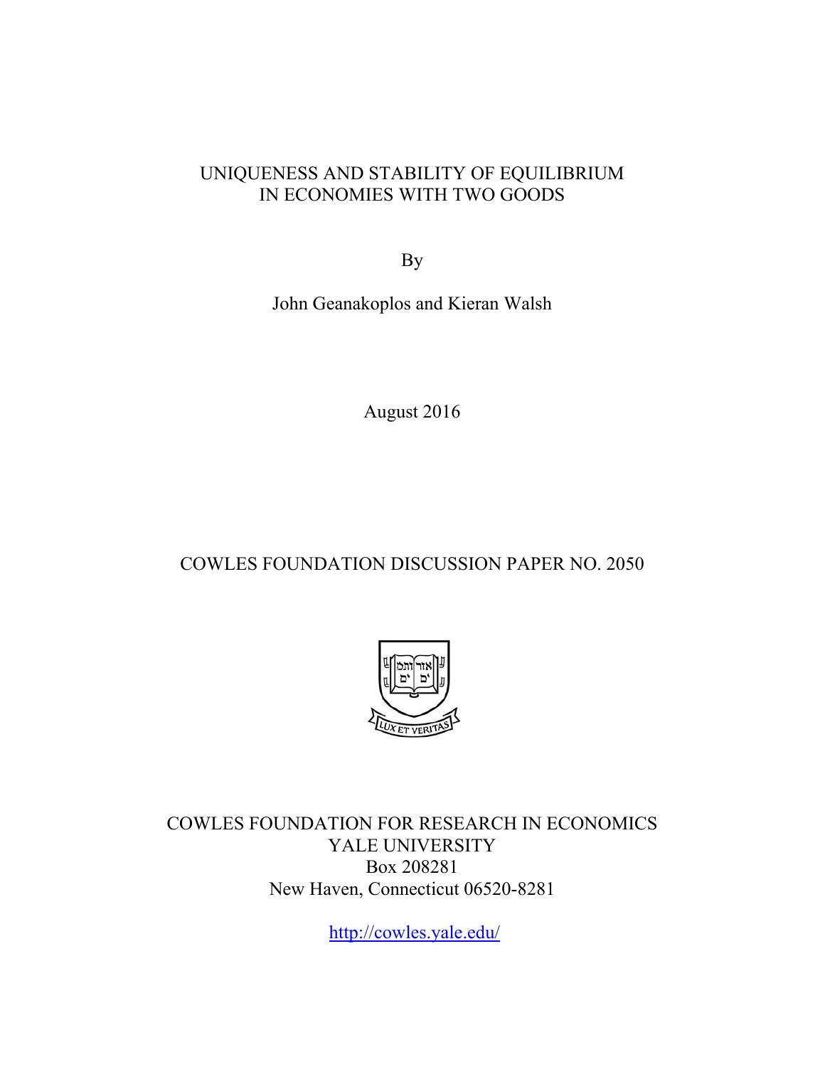# UNIQUENESS AND STABILITY OF EQUILIBRIUM IN ECONOMIES WITH TWO GOODS

By

John Geanakoplos and Kieran Walsh

August 2016

COWLES FOUNDATION DISCUSSION PAPER NO. 2050

COWLES FOUNDATION FOR RESEARCH IN ECONOMICS
YALE UNIVERSITY
Box 208281
New Haven, Connecticut 06520-8281

http://cowles.yale.edu/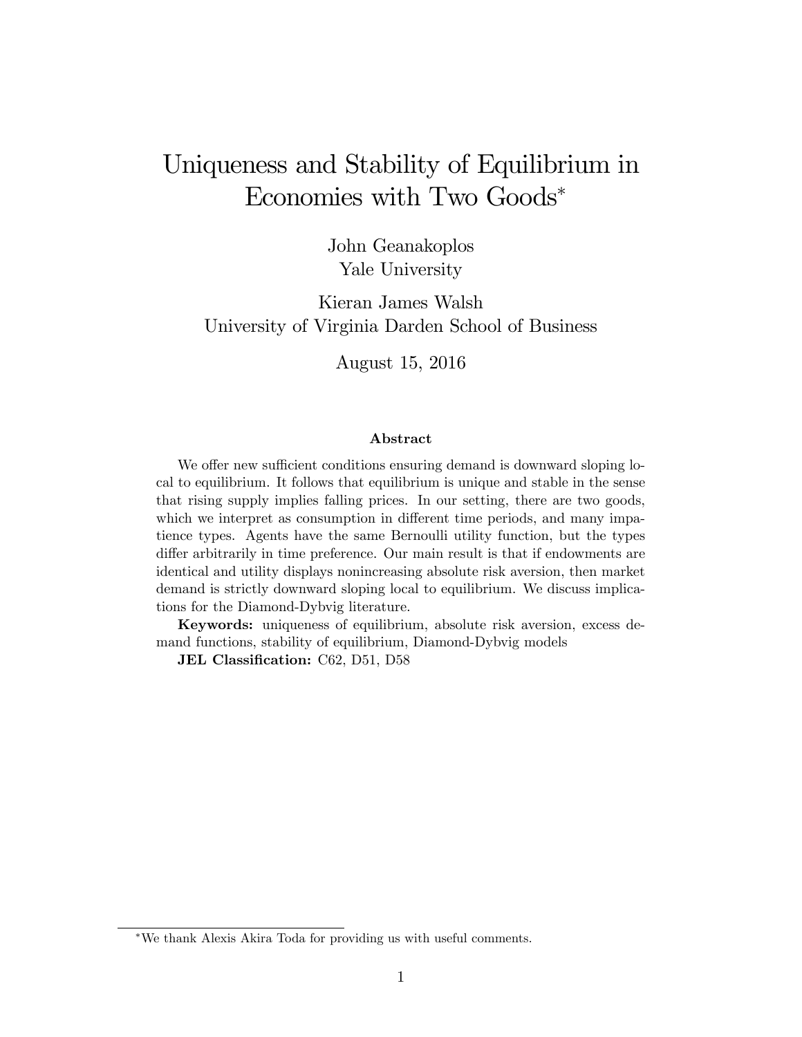# Uniqueness and Stability of Equilibrium in Economies with Two Goods*

John Geanakoplos
Yale University

Kieran James Walsh
University of Virginia Darden School of Business

August 15, 2016

### Abstract

We offer new sufficient conditions ensuring demand is downward sloping local to equilibrium. It follows that equilibrium is unique and stable in the sense that rising supply implies falling prices. In our setting, there are two goods, which we interpret as consumption in different time periods, and many impatience types. Agents have the same Bernoulli utility function, but the types differ arbitrarily in time preference. Our main result is that if endowments are identical and utility displays nonincreasing absolute risk aversion, then market demand is strictly downward sloping local to equilibrium. We discuss implications for the Diamond-Dybvig literature.

**Keywords:** uniqueness of equilibrium, absolute risk aversion, excess demand functions, stability of equilibrium, Diamond-Dybvig models

**JEL Classification:** C62, D51, D58

*We thank Alexis Akira Toda for providing us with useful comments.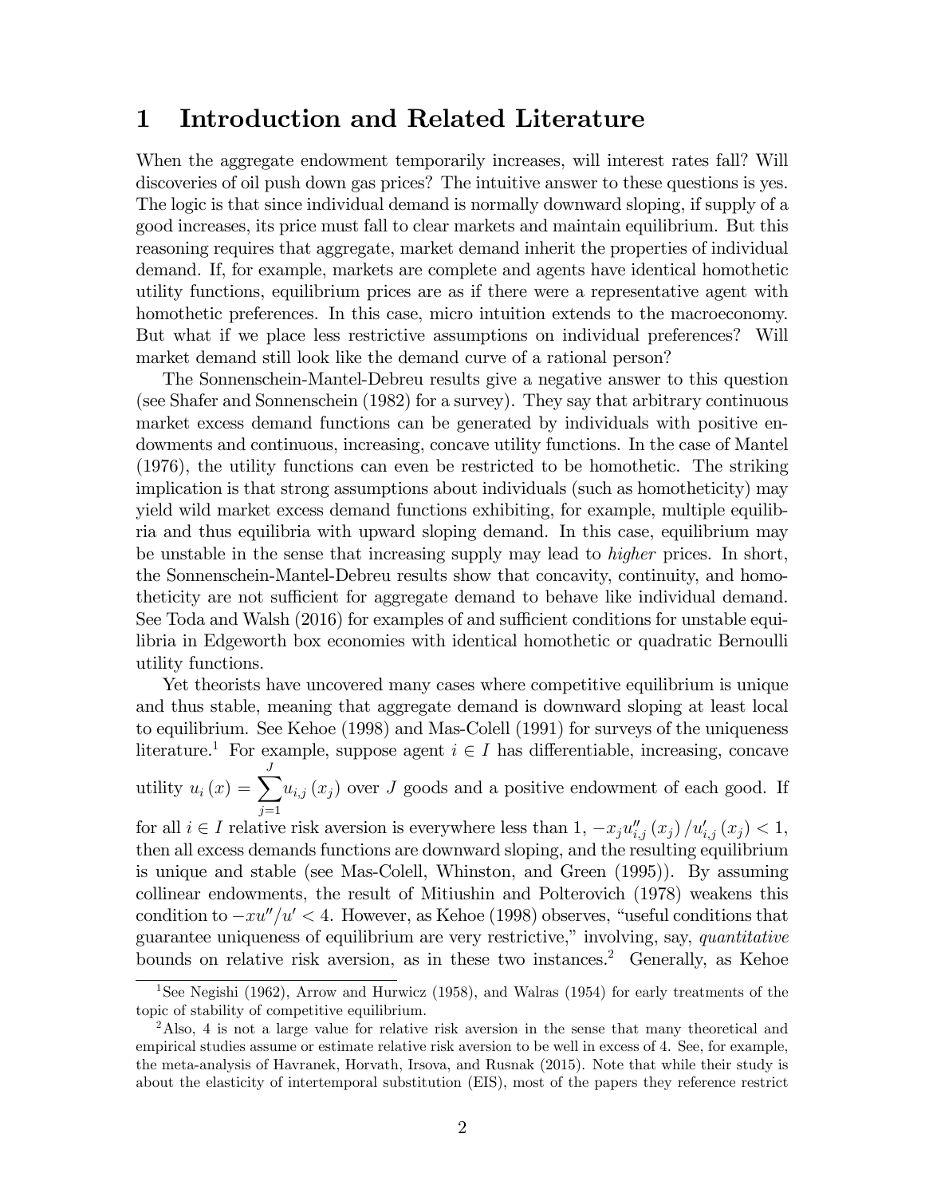# 1 Introduction and Related Literature

When the aggregate endowment temporarily increases, will interest rates fall? Will discoveries of oil push down gas prices? The intuitive answer to these questions is yes. The logic is that since individual demand is normally downward sloping, if supply of a good increases, its price must fall to clear markets and maintain equilibrium. But this reasoning requires that aggregate, market demand inherit the properties of individual demand. If, for example, markets are complete and agents have identical homothetic utility functions, equilibrium prices are as if there were a representative agent with homothetic preferences. In this case, micro intuition extends to the macroeconomy. But what if we place less restrictive assumptions on individual preferences? Will market demand still look like the demand curve of a rational person?

The Sonnenschein-Mantel-Debreu results give a negative answer to this question (see Shafer and Sonnenschein (1982) for a survey). They say that arbitrary continuous market excess demand functions can be generated by individuals with positive endowments and continuous, increasing, concave utility functions. In the case of Mantel (1976), the utility functions can even be restricted to be homothetic. The striking implication is that strong assumptions about individuals (such as homotheticity) may yield wild market excess demand functions exhibiting, for example, multiple equilibria and thus equilibria with upward sloping demand. In this case, equilibrium may be unstable in the sense that increasing supply may lead to *higher* prices. In short, the Sonnenschein-Mantel-Debreu results show that concavity, continuity, and homotheticity are not sufficient for aggregate demand to behave like individual demand. See Toda and Walsh (2016) for examples of and sufficient conditions for unstable equilibria in Edgeworth box economies with identical homothetic or quadratic Bernoulli utility functions.

Yet theorists have uncovered many cases where competitive equilibrium is unique and thus stable, meaning that aggregate demand is downward sloping at least local to equilibrium. See Kehoe (1998) and Mas-Colell (1991) for surveys of the uniqueness literature.[1] For example, suppose agent $i \in I$ has differentiable, increasing, concave utility $u_i(x) = \sum_{j=1}^{J} u_{i,j}(x_j)$ over $J$ goods and a positive endowment of each good. If for all $i \in I$ relative risk aversion is everywhere less than 1, $-x_j u''_{i,j}(x_j)/u'_{i,j}(x_j) < 1$, then all excess demands functions are downward sloping, and the resulting equilibrium is unique and stable (see Mas-Colell, Whinston, and Green (1995)). By assuming collinear endowments, the result of Mitiushin and Polterovich (1978) weakens this condition to $-xu''/u' < 4$. However, as Kehoe (1998) observes, "useful conditions that guarantee uniqueness of equilibrium are very restrictive," involving, say, *quantitative* bounds on relative risk aversion, as in these two instances.[2] Generally, as Kehoe

[1] See Negishi (1962), Arrow and Hurwicz (1958), and Walras (1954) for early treatments of the topic of stability of competitive equilibrium.

[2] Also, 4 is not a large value for relative risk aversion in the sense that many theoretical and empirical studies assume or estimate relative risk aversion to be well in excess of 4. See, for example, the meta-analysis of Havranek, Horvath, Irsova, and Rusnak (2015). Note that while their study is about the elasticity of intertemporal substitution (EIS), most of the papers they reference restrict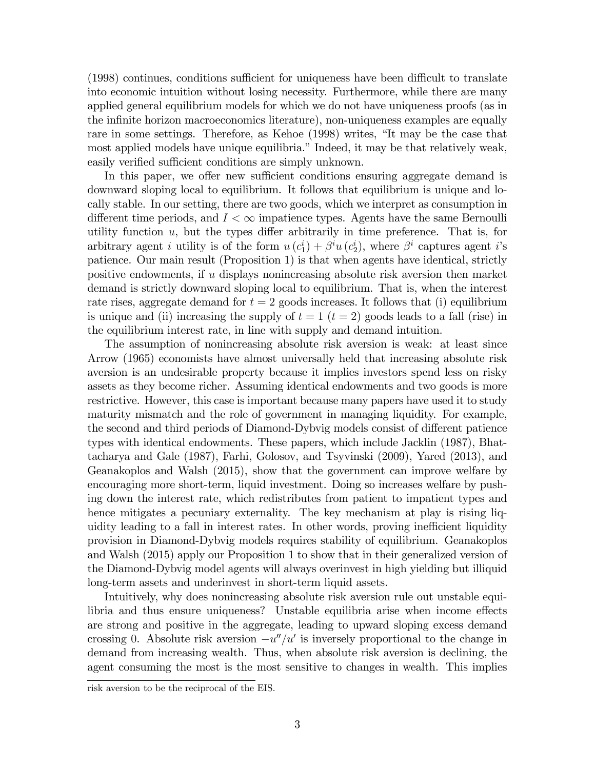(1998) continues, conditions sufficient for uniqueness have been difficult to translate into economic intuition without losing necessity. Furthermore, while there are many applied general equilibrium models for which we do not have uniqueness proofs (as in the infinite horizon macroeconomics literature), non-uniqueness examples are equally rare in some settings. Therefore, as Kehoe (1998) writes, "It may be the case that most applied models have unique equilibria." Indeed, it may be that relatively weak, easily verified sufficient conditions are simply unknown.

In this paper, we offer new sufficient conditions ensuring aggregate demand is downward sloping local to equilibrium. It follows that equilibrium is unique and locally stable. In our setting, there are two goods, which we interpret as consumption in different time periods, and $I < \infty$ impatience types. Agents have the same Bernoulli utility function $u$, but the types differ arbitrarily in time preference. That is, for arbitrary agent $i$ utility is of the form $u(c_1^i) + \beta^i u(c_2^i)$, where $\beta^i$ captures agent $i$'s patience. Our main result (Proposition 1) is that when agents have identical, strictly positive endowments, if $u$ displays nonincreasing absolute risk aversion then market demand is strictly downward sloping local to equilibrium. That is, when the interest rate rises, aggregate demand for $t = 2$ goods increases. It follows that (i) equilibrium is unique and (ii) increasing the supply of $t = 1$ ($t = 2$) goods leads to a fall (rise) in the equilibrium interest rate, in line with supply and demand intuition.

The assumption of nonincreasing absolute risk aversion is weak: at least since Arrow (1965) economists have almost universally held that increasing absolute risk aversion is an undesirable property because it implies investors spend less on risky assets as they become richer. Assuming identical endowments and two goods is more restrictive. However, this case is important because many papers have used it to study maturity mismatch and the role of government in managing liquidity. For example, the second and third periods of Diamond-Dybvig models consist of different patience types with identical endowments. These papers, which include Jacklin (1987), Bhattacharya and Gale (1987), Farhi, Golosov, and Tsyvinski (2009), Yared (2013), and Geanakoplos and Walsh (2015), show that the government can improve welfare by encouraging more short-term, liquid investment. Doing so increases welfare by pushing down the interest rate, which redistributes from patient to impatient types and hence mitigates a pecuniary externality. The key mechanism at play is rising liquidity leading to a fall in interest rates. In other words, proving inefficient liquidity provision in Diamond-Dybvig models requires stability of equilibrium. Geanakoplos and Walsh (2015) apply our Proposition 1 to show that in their generalized version of the Diamond-Dybvig model agents will always overinvest in high yielding but illiquid long-term assets and underinvest in short-term liquid assets.

Intuitively, why does nonincreasing absolute risk aversion rule out unstable equilibria and thus ensure uniqueness? Unstable equilibria arise when income effects are strong and positive in the aggregate, leading to upward sloping excess demand crossing 0. Absolute risk aversion $-u''/u'$ is inversely proportional to the change in demand from increasing wealth. Thus, when absolute risk aversion is declining, the agent consuming the most is the most sensitive to changes in wealth. This implies

risk aversion to be the reciprocal of the EIS.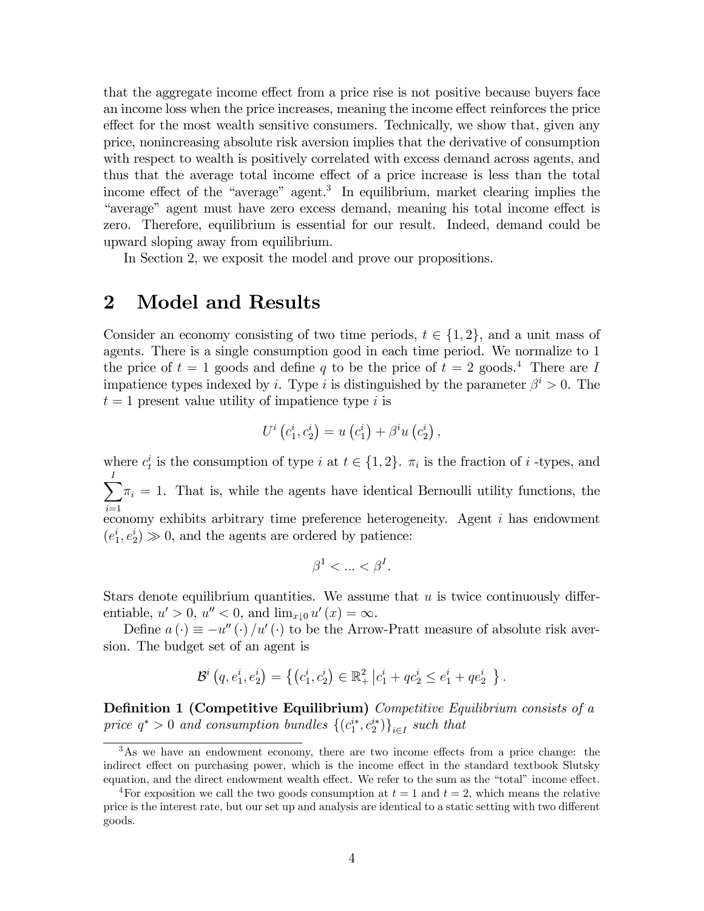that the aggregate income effect from a price rise is not positive because buyers face an income loss when the price increases, meaning the income effect reinforces the price effect for the most wealth sensitive consumers. Technically, we show that, given any price, nonincreasing absolute risk aversion implies that the derivative of consumption with respect to wealth is positively correlated with excess demand across agents, and thus that the average total income effect of a price increase is less than the total income effect of the "average" agent.[3] In equilibrium, market clearing implies the "average" agent must have zero excess demand, meaning his total income effect is zero. Therefore, equilibrium is essential for our result. Indeed, demand could be upward sloping away from equilibrium.

In Section 2, we exposit the model and prove our propositions.

# 2 Model and Results

Consider an economy consisting of two time periods, $t \in \{1, 2\}$, and a unit mass of agents. There is a single consumption good in each time period. We normalize to 1 the price of $t = 1$ goods and define $q$ to be the price of $t = 2$ goods.[4] There are $I$ impatience types indexed by $i$. Type $i$ is distinguished by the parameter $\beta^i > 0$. The $t = 1$ present value utility of impatience type $i$ is

$$U^i\left(c_1^i, c_2^i\right) = u\left(c_1^i\right) + \beta^i u\left(c_2^i\right),$$

where $c_t^i$ is the consumption of type $i$ at $t \in \{1, 2\}$. $\pi_i$ is the fraction of $i$ -types, and $\sum_{i=1}^{I} \pi_i = 1$. That is, while the agents have identical Bernoulli utility functions, the economy exhibits arbitrary time preference heterogeneity. Agent $i$ has endowment $(e_1^i, e_2^i) \gg 0$, and the agents are ordered by patience:

$$\beta^1 < \ldots < \beta^I.$$

Stars denote equilibrium quantities. We assume that $u$ is twice continuously differentiable, $u' > 0$, $u'' < 0$, and $\lim_{x \downarrow 0} u'(x) = \infty$.

Define $a(\cdot) \equiv -u''(\cdot)/u'(\cdot)$ to be the Arrow-Pratt measure of absolute risk aversion. The budget set of an agent is

$$\mathcal{B}^i\left(q, e_1^i, e_2^i\right) = \left\{\left(c_1^i, c_2^i\right) \in \mathbb{R}_+^2 \,\middle|\, c_1^i + qc_2^i \leq e_1^i + qe_2^i \right\}.$$

**Definition 1 (Competitive Equilibrium)** *Competitive Equilibrium consists of a price $q^* > 0$ and consumption bundles $\{(c_1^{i*}, c_2^{i*})\}_{i \in I}$ such that*

---

[3] As we have an endowment economy, there are two income effects from a price change: the indirect effect on purchasing power, which is the income effect in the standard textbook Slutsky equation, and the direct endowment wealth effect. We refer to the sum as the "total" income effect.

[4] For exposition we call the two goods consumption at $t = 1$ and $t = 2$, which means the relative price is the interest rate, but our set up and analysis are identical to a static setting with two different goods.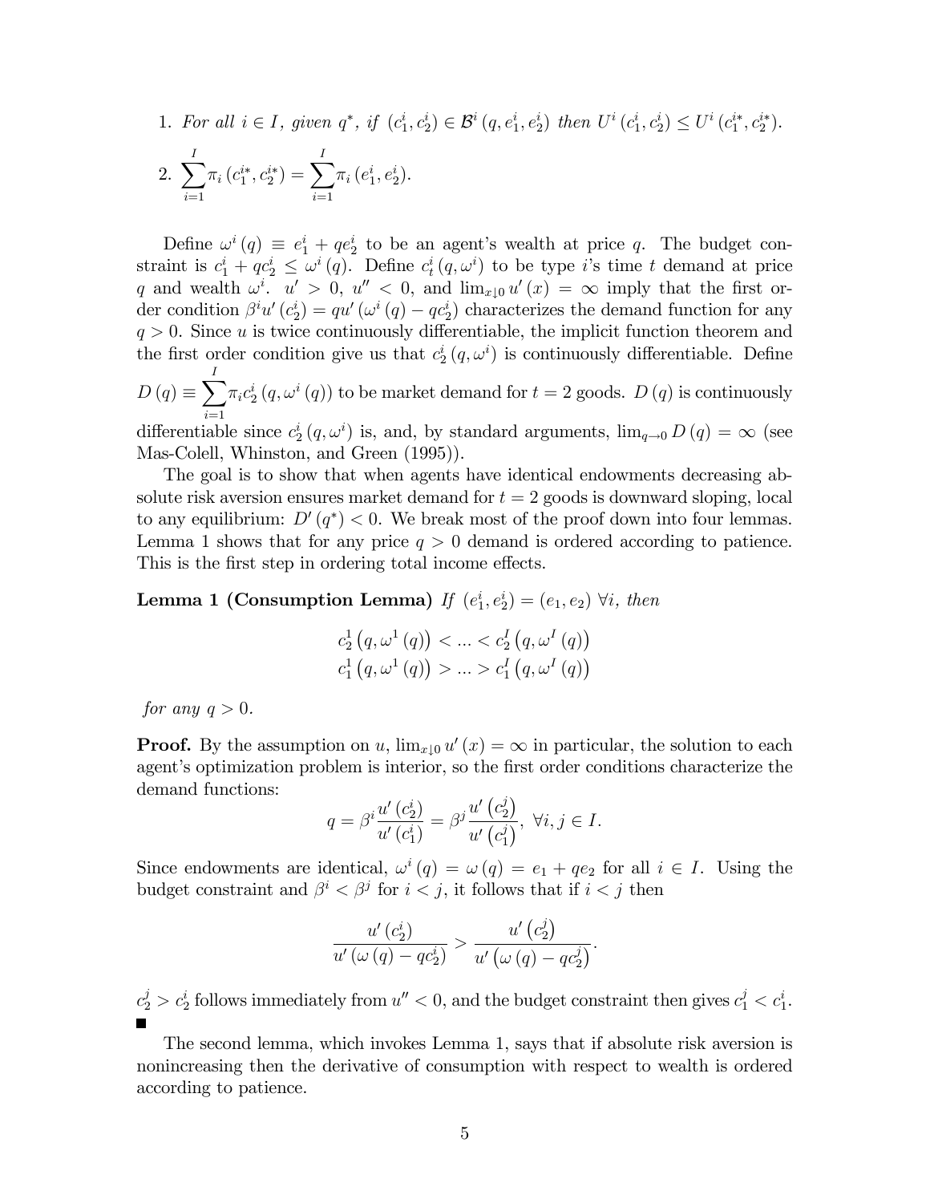1. *For all $i \in I$, given $q^*$, if $(c_1^i, c_2^i) \in \mathcal{B}^i(q, e_1^i, e_2^i)$ then $U^i(c_1^i, c_2^i) \leq U^i(c_1^{i*}, c_2^{i*})$.*

2. $\sum_{i=1}^{I} \pi_i (c_1^{i*}, c_2^{i*}) = \sum_{i=1}^{I} \pi_i (e_1^i, e_2^i)$.

Define $\omega^i(q) \equiv e_1^i + qe_2^i$ to be an agent's wealth at price $q$. The budget constraint is $c_1^i + qc_2^i \leq \omega^i(q)$. Define $c_t^i(q, \omega^i)$ to be type $i$'s time $t$ demand at price $q$ and wealth $\omega^i$. $u' > 0$, $u'' < 0$, and $\lim_{x \downarrow 0} u'(x) = \infty$ imply that the first order condition $\beta^i u'(c_2^i) = qu'(\omega^i(q) - qc_2^i)$ characterizes the demand function for any $q > 0$. Since $u$ is twice continuously differentiable, the implicit function theorem and the first order condition give us that $c_2^i(q, \omega^i)$ is continuously differentiable. Define $D(q) \equiv \sum_{i=1}^{I} \pi_i c_2^i(q, \omega^i(q))$ to be market demand for $t = 2$ goods. $D(q)$ is continuously differentiable since $c_2^i(q, \omega^i)$ is, and, by standard arguments, $\lim_{q \to 0} D(q) = \infty$ (see Mas-Colell, Whinston, and Green (1995)).

The goal is to show that when agents have identical endowments decreasing absolute risk aversion ensures market demand for $t = 2$ goods is downward sloping, local to any equilibrium: $D'(q^*) < 0$. We break most of the proof down into four lemmas. Lemma 1 shows that for any price $q > 0$ demand is ordered according to patience. This is the first step in ordering total income effects.

**Lemma 1 (Consumption Lemma)** *If $(e_1^i, e_2^i) = (e_1, e_2)$ $\forall i$, then*

$$c_2^1(q, \omega^1(q)) < \ldots < c_2^I(q, \omega^I(q))$$
$$c_1^1(q, \omega^1(q)) > \ldots > c_1^I(q, \omega^I(q))$$

*for any $q > 0$.*

**Proof.** By the assumption on $u$, $\lim_{x \downarrow 0} u'(x) = \infty$ in particular, the solution to each agent's optimization problem is interior, so the first order conditions characterize the demand functions:

$$q = \beta^i \frac{u'(c_2^i)}{u'(c_1^i)} = \beta^j \frac{u'(c_2^j)}{u'(c_1^j)}, \ \forall i, j \in I.$$

Since endowments are identical, $\omega^i(q) = \omega(q) = e_1 + qe_2$ for all $i \in I$. Using the budget constraint and $\beta^i < \beta^j$ for $i < j$, it follows that if $i < j$ then

$$\frac{u'(c_2^i)}{u'(\omega(q) - qc_2^i)} > \frac{u'(c_2^j)}{u'(\omega(q) - qc_2^j)}.$$

$c_2^j > c_2^i$ follows immediately from $u'' < 0$, and the budget constraint then gives $c_1^j < c_1^i$. ∎

The second lemma, which invokes Lemma 1, says that if absolute risk aversion is nonincreasing then the derivative of consumption with respect to wealth is ordered according to patience.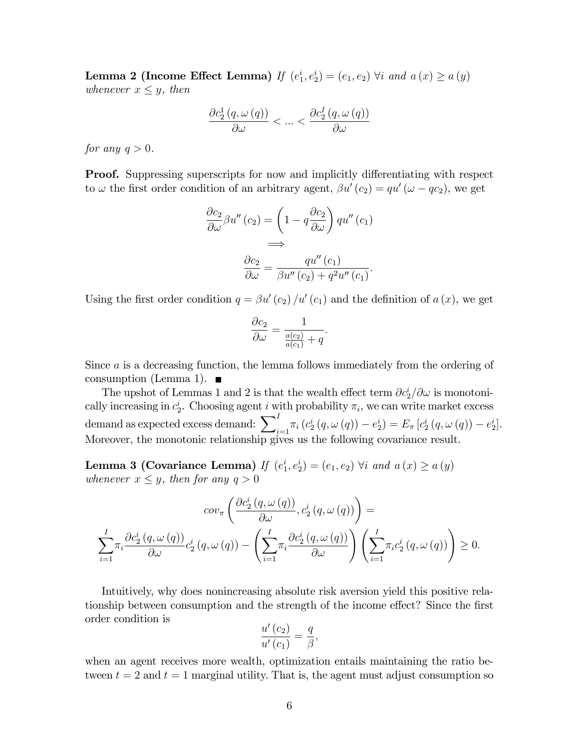**Lemma 2 (Income Effect Lemma)** *If $(e_1^i, e_2^i) = (e_1, e_2)$ $\forall i$ and $a(x) \geq a(y)$ whenever $x \leq y$, then*

$$\frac{\partial c_2^1(q, \omega(q))}{\partial \omega} < ... < \frac{\partial c_2^I(q, \omega(q))}{\partial \omega}$$

*for any $q > 0$.*

**Proof.** Suppressing superscripts for now and implicitly differentiating with respect to $\omega$ the first order condition of an arbitrary agent, $\beta u'(c_2) = qu'(\omega - qc_2)$, we get

$$\frac{\partial c_2}{\partial \omega} \beta u''(c_2) = \left(1 - q\frac{\partial c_2}{\partial \omega}\right) qu''(c_1)$$

$$\Longrightarrow$$

$$\frac{\partial c_2}{\partial \omega} = \frac{qu''(c_1)}{\beta u''(c_2) + q^2 u''(c_1)}.$$

Using the first order condition $q = \beta u'(c_2)/u'(c_1)$ and the definition of $a(x)$, we get

$$\frac{\partial c_2}{\partial \omega} = \frac{1}{\frac{a(c_2)}{a(c_1)} + q}.$$

Since $a$ is a decreasing function, the lemma follows immediately from the ordering of consumption (Lemma 1). ■

The upshot of Lemmas 1 and 2 is that the wealth effect term $\partial c_2^i / \partial \omega$ is monotonically increasing in $c_2^i$. Choosing agent $i$ with probability $\pi_i$, we can write market excess demand as expected excess demand: $\sum_{i=1}^{I} \pi_i \left(c_2^i(q, \omega(q)) - e_2^i\right) = E_\pi \left[c_2^i(q, \omega(q)) - e_2^i\right]$. Moreover, the monotonic relationship gives us the following covariance result.

**Lemma 3 (Covariance Lemma)** *If $(e_1^i, e_2^i) = (e_1, e_2)$ $\forall i$ and $a(x) \geq a(y)$ whenever $x \leq y$, then for any $q > 0$*

$$cov_\pi\left(\frac{\partial c_2^i(q, \omega(q))}{\partial \omega}, c_2^i(q, \omega(q))\right) =$$

$$\sum_{i=1}^{I} \pi_i \frac{\partial c_2^i(q, \omega(q))}{\partial \omega} c_2^i(q, \omega(q)) - \left(\sum_{i=1}^{I} \pi_i \frac{\partial c_2^i(q, \omega(q))}{\partial \omega}\right) \left(\sum_{i=1}^{I} \pi_i c_2^i(q, \omega(q))\right) \geq 0.$$

Intuitively, why does nonincreasing absolute risk aversion yield this positive relationship between consumption and the strength of the income effect? Since the first order condition is

$$\frac{u'(c_2)}{u'(c_1)} = \frac{q}{\beta},$$

when an agent receives more wealth, optimization entails maintaining the ratio between $t = 2$ and $t = 1$ marginal utility. That is, the agent must adjust consumption so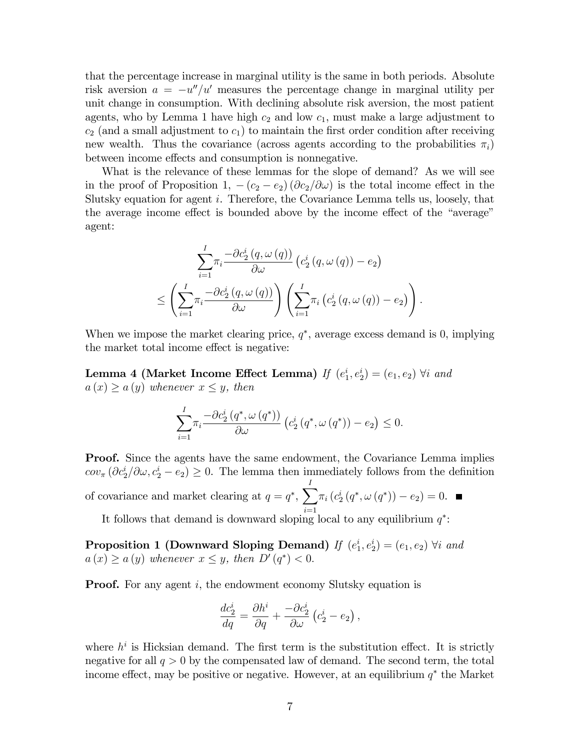that the percentage increase in marginal utility is the same in both periods. Absolute risk aversion $a = -u''/u'$ measures the percentage change in marginal utility per unit change in consumption. With declining absolute risk aversion, the most patient agents, who by Lemma 1 have high $c_2$ and low $c_1$, must make a large adjustment to $c_2$ (and a small adjustment to $c_1$) to maintain the first order condition after receiving new wealth. Thus the covariance (across agents according to the probabilities $\pi_i$) between income effects and consumption is nonnegative.

What is the relevance of these lemmas for the slope of demand? As we will see in the proof of Proposition 1, $-(c_2 - e_2)(\partial c_2/\partial \omega)$ is the total income effect in the Slutsky equation for agent $i$. Therefore, the Covariance Lemma tells us, loosely, that the average income effect is bounded above by the income effect of the "average" agent:

$$\sum_{i=1}^{I} \pi_i \frac{-\partial c_2^i(q, \omega(q))}{\partial \omega} \left(c_2^i(q, \omega(q)) - e_2\right)$$
$$\leq \left(\sum_{i=1}^{I} \pi_i \frac{-\partial c_2^i(q, \omega(q))}{\partial \omega}\right) \left(\sum_{i=1}^{I} \pi_i \left(c_2^i(q, \omega(q)) - e_2\right)\right).$$

When we impose the market clearing price, $q^*$, average excess demand is 0, implying the market total income effect is negative:

**Lemma 4 (Market Income Effect Lemma)** *If $(e_1^i, e_2^i) = (e_1, e_2)\ \forall i$ and $a(x) \geq a(y)$ whenever $x \leq y$, then*

$$\sum_{i=1}^{I} \pi_i \frac{-\partial c_2^i(q^*, \omega(q^*))}{\partial \omega} \left(c_2^i(q^*, \omega(q^*)) - e_2\right) \leq 0.$$

**Proof.** Since the agents have the same endowment, the Covariance Lemma implies $cov_\pi(\partial c_2^i/\partial \omega, c_2^i - e_2) \geq 0$. The lemma then immediately follows from the definition of covariance and market clearing at $q = q^*$, $\sum_{i=1}^{I} \pi_i \left(c_2^i(q^*, \omega(q^*)) - e_2\right) = 0$. ■

It follows that demand is downward sloping local to any equilibrium $q^*$:

**Proposition 1 (Downward Sloping Demand)** *If $(e_1^i, e_2^i) = (e_1, e_2)\ \forall i$ and $a(x) \geq a(y)$ whenever $x \leq y$, then $D'(q^*) < 0$.*

**Proof.** For any agent $i$, the endowment economy Slutsky equation is

$$\frac{dc_2^i}{dq} = \frac{\partial h^i}{\partial q} + \frac{-\partial c_2^i}{\partial \omega}\left(c_2^i - e_2\right),$$

where $h^i$ is Hicksian demand. The first term is the substitution effect. It is strictly negative for all $q > 0$ by the compensated law of demand. The second term, the total income effect, may be positive or negative. However, at an equilibrium $q^*$ the Market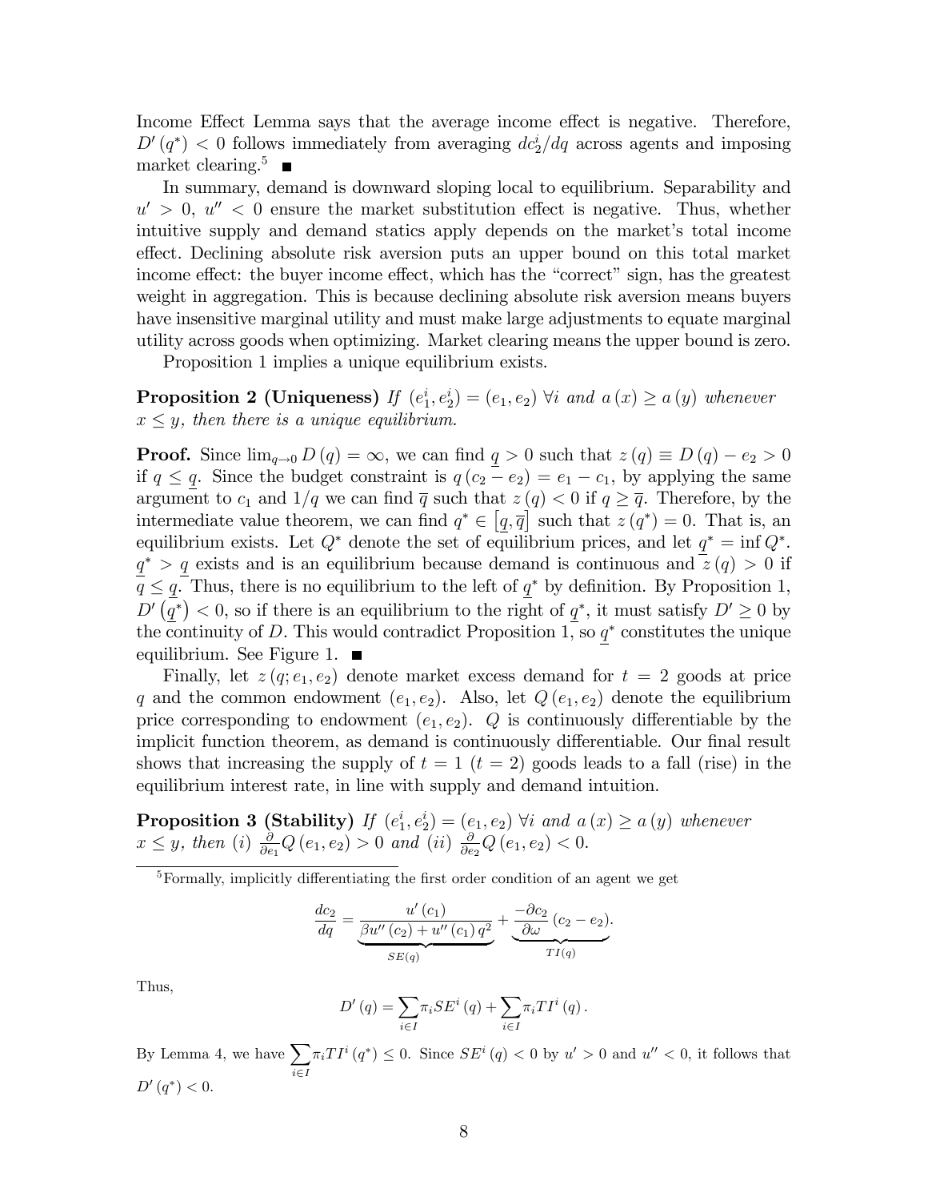Income Effect Lemma says that the average income effect is negative. Therefore, $D'(q^*) < 0$ follows immediately from averaging $dc_2^i/dq$ across agents and imposing market clearing.[5] ■

In summary, demand is downward sloping local to equilibrium. Separability and $u' > 0$, $u'' < 0$ ensure the market substitution effect is negative. Thus, whether intuitive supply and demand statics apply depends on the market's total income effect. Declining absolute risk aversion puts an upper bound on this total market income effect: the buyer income effect, which has the "correct" sign, has the greatest weight in aggregation. This is because declining absolute risk aversion means buyers have insensitive marginal utility and must make large adjustments to equate marginal utility across goods when optimizing. Market clearing means the upper bound is zero.

Proposition 1 implies a unique equilibrium exists.

**Proposition 2 (Uniqueness)** *If $(e_1^i, e_2^i) = (e_1, e_2)$ $\forall i$ and $a(x) \geq a(y)$ whenever $x \leq y$, then there is a unique equilibrium.*

**Proof.** Since $\lim_{q \to 0} D(q) = \infty$, we can find $\underline{q} > 0$ such that $z(q) \equiv D(q) - e_2 > 0$ if $q \leq \underline{q}$. Since the budget constraint is $q(c_2 - e_2) = e_1 - c_1$, by applying the same argument to $c_1$ and $1/q$ we can find $\overline{q}$ such that $z(q) < 0$ if $q \geq \overline{q}$. Therefore, by the intermediate value theorem, we can find $q^* \in [\underline{q}, \overline{q}]$ such that $z(q^*) = 0$. That is, an equilibrium exists. Let $Q^*$ denote the set of equilibrium prices, and let $\underline{q}^* = \inf Q^*$. $\underline{q}^* > \underline{q}$ exists and is an equilibrium because demand is continuous and $z(q) > 0$ if $q \leq \underline{q}$. Thus, there is no equilibrium to the left of $\underline{q}^*$ by definition. By Proposition 1, $D'(\underline{q}^*) < 0$, so if there is an equilibrium to the right of $\underline{q}^*$, it must satisfy $D' \geq 0$ by the continuity of $D$. This would contradict Proposition 1, so $\underline{q}^*$ constitutes the unique equilibrium. See Figure 1. ■

Finally, let $z(q; e_1, e_2)$ denote market excess demand for $t = 2$ goods at price $q$ and the common endowment $(e_1, e_2)$. Also, let $Q(e_1, e_2)$ denote the equilibrium price corresponding to endowment $(e_1, e_2)$. $Q$ is continuously differentiable by the implicit function theorem, as demand is continuously differentiable. Our final result shows that increasing the supply of $t = 1$ ($t = 2$) goods leads to a fall (rise) in the equilibrium interest rate, in line with supply and demand intuition.

**Proposition 3 (Stability)** *If $(e_1^i, e_2^i) = (e_1, e_2)$ $\forall i$ and $a(x) \geq a(y)$ whenever $x \leq y$, then (i) $\frac{\partial}{\partial e_1} Q(e_1, e_2) > 0$ and (ii) $\frac{\partial}{\partial e_2} Q(e_1, e_2) < 0$.*

---

[5] Formally, implicitly differentiating the first order condition of an agent we get

$$\frac{dc_2}{dq} = \underbrace{\frac{u'(c_1)}{\beta u''(c_2) + u''(c_1) q^2}}_{SE(q)} + \underbrace{\frac{-\partial c_2}{\partial \omega}(c_2 - e_2)}_{TI(q)}.$$

Thus,

$$D'(q) = \sum_{i \in I} \pi_i SE^i(q) + \sum_{i \in I} \pi_i TI^i(q).$$

By Lemma 4, we have $\sum_{i \in I} \pi_i TI^i(q^*) \leq 0$. Since $SE^i(q) < 0$ by $u' > 0$ and $u'' < 0$, it follows that $D'(q^*) < 0$.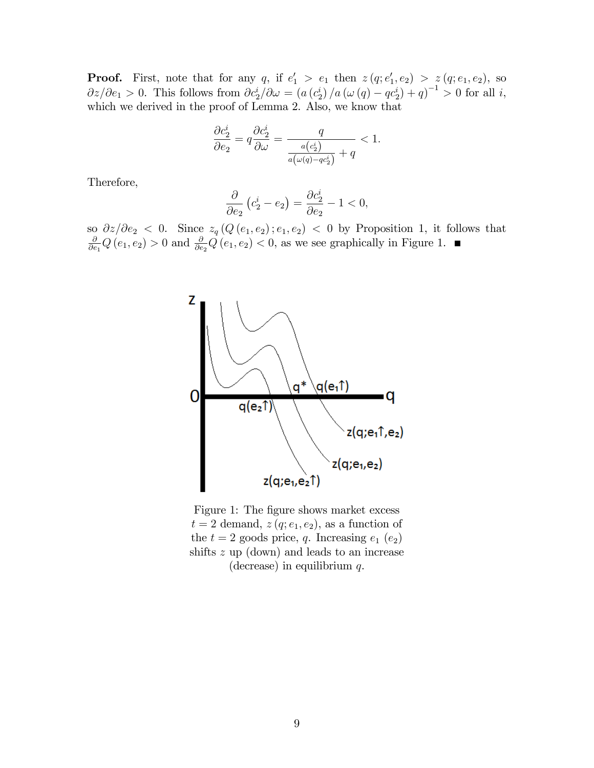**Proof.** First, note that for any $q$, if $e_1' > e_1$ then $z(q; e_1', e_2) > z(q; e_1, e_2)$, so $\partial z / \partial e_1 > 0$. This follows from $\partial c_2^i / \partial \omega = \left( a(c_2^i) / a(\omega(q) - q c_2^i) + q \right)^{-1} > 0$ for all $i$, which we derived in the proof of Lemma 2. Also, we know that

$$\frac{\partial c_2^i}{\partial e_2} = q \frac{\partial c_2^i}{\partial \omega} = \frac{q}{\frac{a(c_2^i)}{a(\omega(q) - q c_2^i)} + q} < 1.$$

Therefore,

$$\frac{\partial}{\partial e_2}\left(c_2^i - e_2\right) = \frac{\partial c_2^i}{\partial e_2} - 1 < 0,$$

so $\partial z / \partial e_2 < 0$. Since $z_q(Q(e_1, e_2); e_1, e_2) < 0$ by Proposition 1, it follows that $\frac{\partial}{\partial e_1} Q(e_1, e_2) > 0$ and $\frac{\partial}{\partial e_2} Q(e_1, e_2) < 0$, as we see graphically in Figure 1. ■

Figure 1: The figure shows market excess $t = 2$ demand, $z(q; e_1, e_2)$, as a function of the $t = 2$ goods price, $q$. Increasing $e_1$ ($e_2$) shifts $z$ up (down) and leads to an increase (decrease) in equilibrium $q$.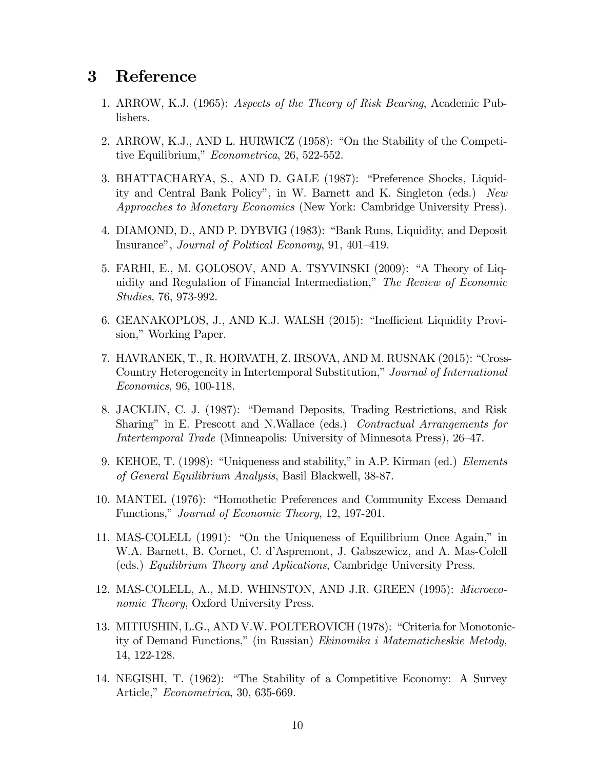## 3 Reference

1. ARROW, K.J. (1965): *Aspects of the Theory of Risk Bearing*, Academic Publishers.

2. ARROW, K.J., AND L. HURWICZ (1958): "On the Stability of the Competitive Equilibrium," *Econometrica*, 26, 522-552.

3. BHATTACHARYA, S., AND D. GALE (1987): "Preference Shocks, Liquidity and Central Bank Policy", in W. Barnett and K. Singleton (eds.) *New Approaches to Monetary Economics* (New York: Cambridge University Press).

4. DIAMOND, D., AND P. DYBVIG (1983): "Bank Runs, Liquidity, and Deposit Insurance", *Journal of Political Economy*, 91, 401–419.

5. FARHI, E., M. GOLOSOV, AND A. TSYVINSKI (2009): "A Theory of Liquidity and Regulation of Financial Intermediation," *The Review of Economic Studies*, 76, 973-992.

6. GEANAKOPLOS, J., AND K.J. WALSH (2015): "Inefficient Liquidity Provision," Working Paper.

7. HAVRANEK, T., R. HORVATH, Z. IRSOVA, AND M. RUSNAK (2015): "Cross-Country Heterogeneity in Intertemporal Substitution," *Journal of International Economics*, 96, 100-118.

8. JACKLIN, C. J. (1987): "Demand Deposits, Trading Restrictions, and Risk Sharing" in E. Prescott and N.Wallace (eds.) *Contractual Arrangements for Intertemporal Trade* (Minneapolis: University of Minnesota Press), 26–47.

9. KEHOE, T. (1998): "Uniqueness and stability," in A.P. Kirman (ed.) *Elements of General Equilibrium Analysis*, Basil Blackwell, 38-87.

10. MANTEL (1976): "Homothetic Preferences and Community Excess Demand Functions," *Journal of Economic Theory*, 12, 197-201.

11. MAS-COLELL (1991): "On the Uniqueness of Equilibrium Once Again," in W.A. Barnett, B. Cornet, C. d'Aspremont, J. Gabszewicz, and A. Mas-Colell (eds.) *Equilibrium Theory and Aplications*, Cambridge University Press.

12. MAS-COLELL, A., M.D. WHINSTON, AND J.R. GREEN (1995): *Microeconomic Theory*, Oxford University Press.

13. MITIUSHIN, L.G., AND V.W. POLTEROVICH (1978): "Criteria for Monotonicity of Demand Functions," (in Russian) *Ekinomika i Matematicheskie Metody*, 14, 122-128.

14. NEGISHI, T. (1962): "The Stability of a Competitive Economy: A Survey Article," *Econometrica*, 30, 635-669.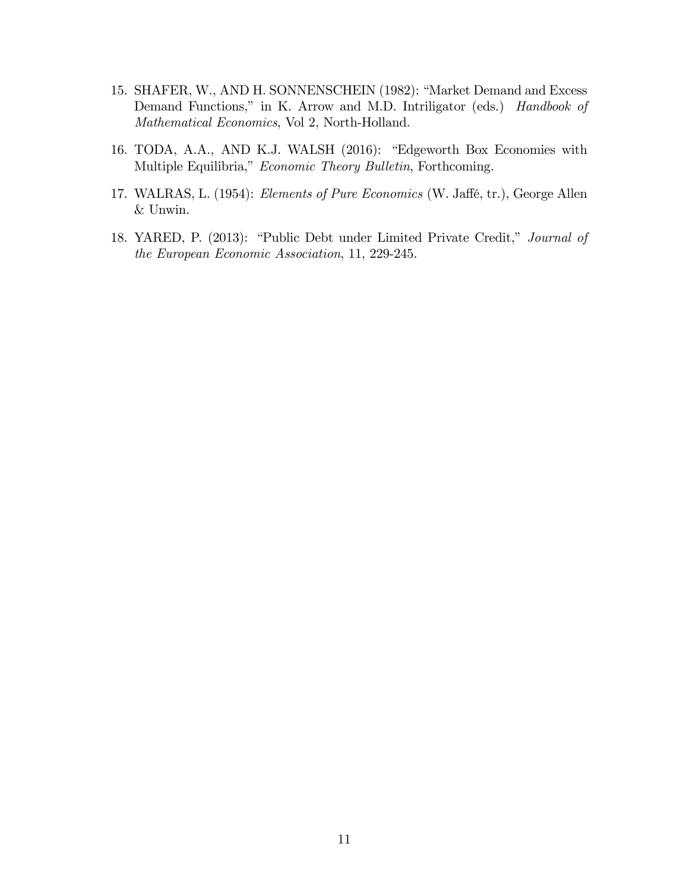15. SHAFER, W., AND H. SONNENSCHEIN (1982): "Market Demand and Excess Demand Functions," in K. Arrow and M.D. Intriligator (eds.) *Handbook of Mathematical Economics*, Vol 2, North-Holland.

16. TODA, A.A., AND K.J. WALSH (2016): "Edgeworth Box Economies with Multiple Equilibria," *Economic Theory Bulletin*, Forthcoming.

17. WALRAS, L. (1954): *Elements of Pure Economics* (W. Jaffé, tr.), George Allen & Unwin.

18. YARED, P. (2013): "Public Debt under Limited Private Credit," *Journal of the European Economic Association*, 11, 229-245.